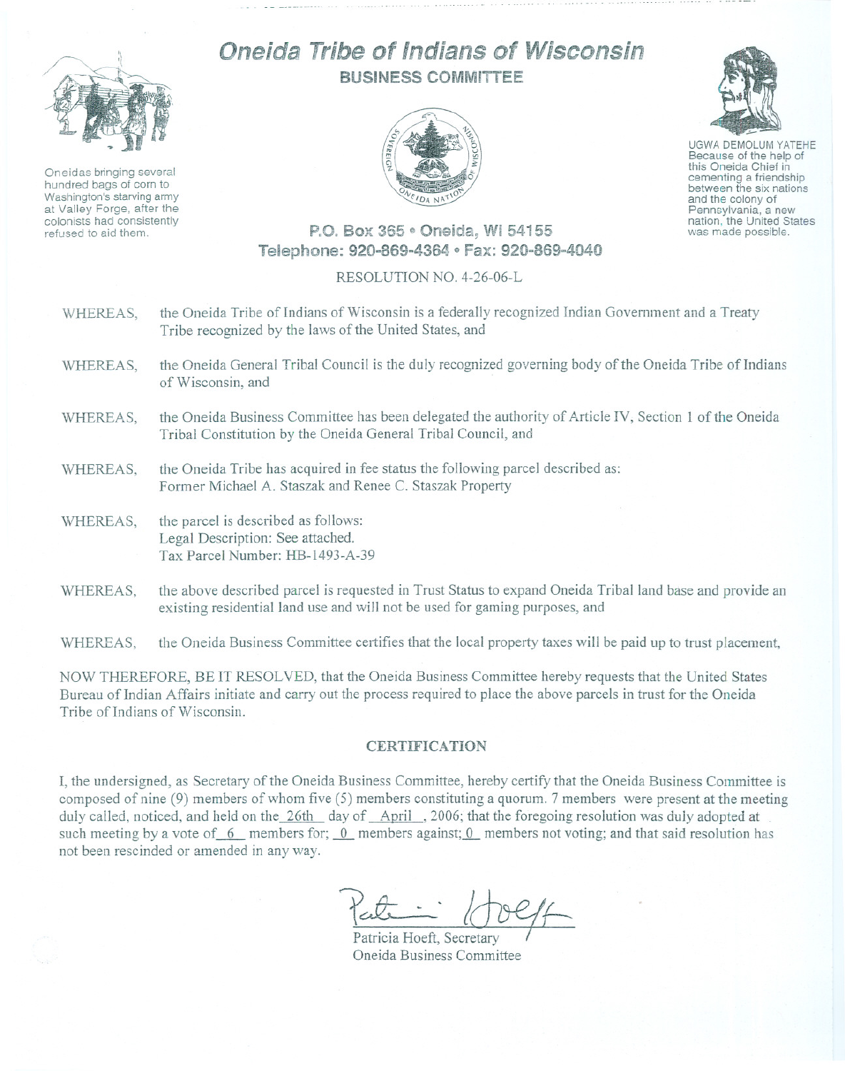# Oneida Tribe of Indians of Wisconsin

## BUSINESS COMMITTEE

Oneidas bringing several hundred bags of corn to Washington's starving army at Valley Forge, after the colonists had consistently refused to aid them.

UGWA DEMOLUM YATEHE
Because of the help of this Oneida Chief in cementing a friendship between the six nations and the colony of Pennsylvania, a new nation, the United States was made possible.

P.O. Box 365 • Oneida, WI 54155
Telephone: 920-869-4364 • Fax: 920-869-4040

RESOLUTION NO. 4-26-06-L

WHEREAS, the Oneida Tribe of Indians of Wisconsin is a federally recognized Indian Government and a Treaty Tribe recognized by the laws of the United States, and

WHEREAS, the Oneida General Tribal Council is the duly recognized governing body of the Oneida Tribe of Indians of Wisconsin, and

WHEREAS, the Oneida Business Committee has been delegated the authority of Article IV, Section 1 of the Oneida Tribal Constitution by the Oneida General Tribal Council, and

WHEREAS, the Oneida Tribe has acquired in fee status the following parcel described as:
Former Michael A. Staszak and Renee C. Staszak Property

WHEREAS, the parcel is described as follows:
Legal Description: See attached.
Tax Parcel Number: HB-1493-A-39

WHEREAS, the above described parcel is requested in Trust Status to expand Oneida Tribal land base and provide an existing residential land use and will not be used for gaming purposes, and

WHEREAS, the Oneida Business Committee certifies that the local property taxes will be paid up to trust placement,

NOW THEREFORE, BE IT RESOLVED, that the Oneida Business Committee hereby requests that the United States Bureau of Indian Affairs initiate and carry out the process required to place the above parcels in trust for the Oneida Tribe of Indians of Wisconsin.

### CERTIFICATION

I, the undersigned, as Secretary of the Oneida Business Committee, hereby certify that the Oneida Business Committee is composed of nine (9) members of whom five (5) members constituting a quorum. 7 members were present at the meeting duly called, noticed, and held on the 26th day of April, 2006; that the foregoing resolution was duly adopted at such meeting by a vote of 6 members for; 0 members against; 0 members not voting; and that said resolution has not been rescinded or amended in any way.

Patricia Hoeft, Secretary
Oneida Business Committee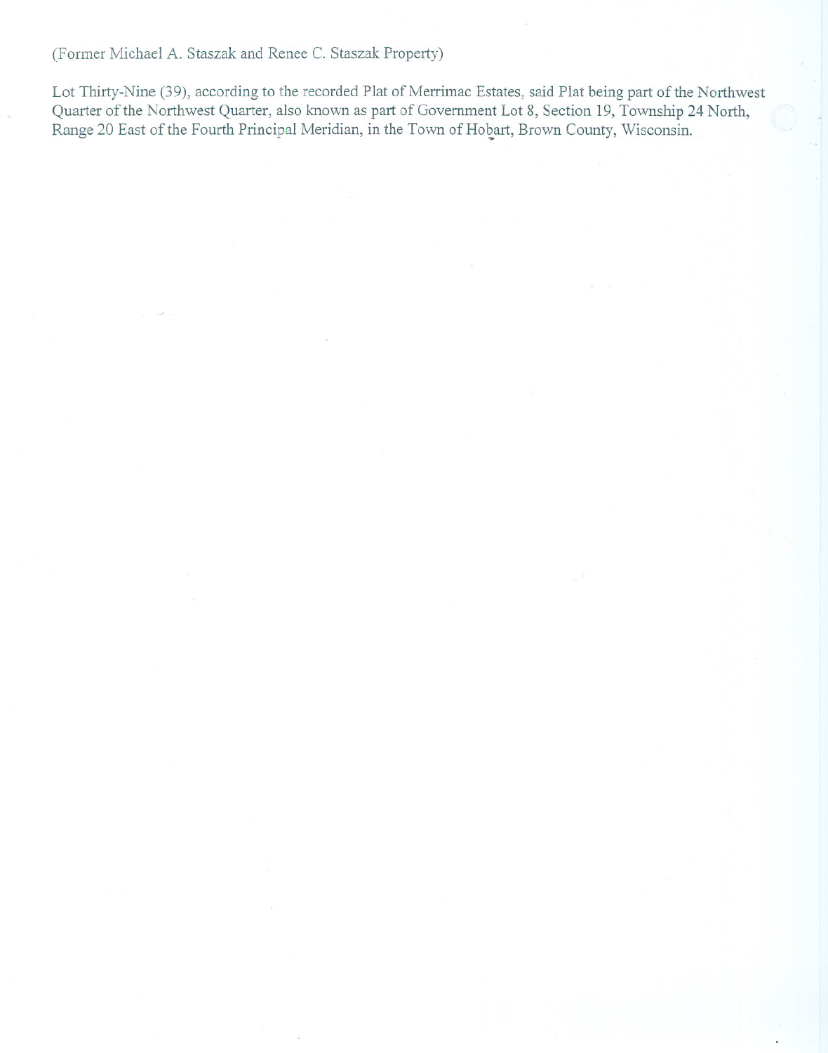(Former Michael A. Staszak and Renee C. Staszak Property)

Lot Thirty-Nine (39), according to the recorded Plat of Merrimac Estates, said Plat being part of the Northwest Quarter of the Northwest Quarter, also known as part of Government Lot 8, Section 19, Township 24 North, Range 20 East of the Fourth Principal Meridian, in the Town of Hobart, Brown County, Wisconsin.